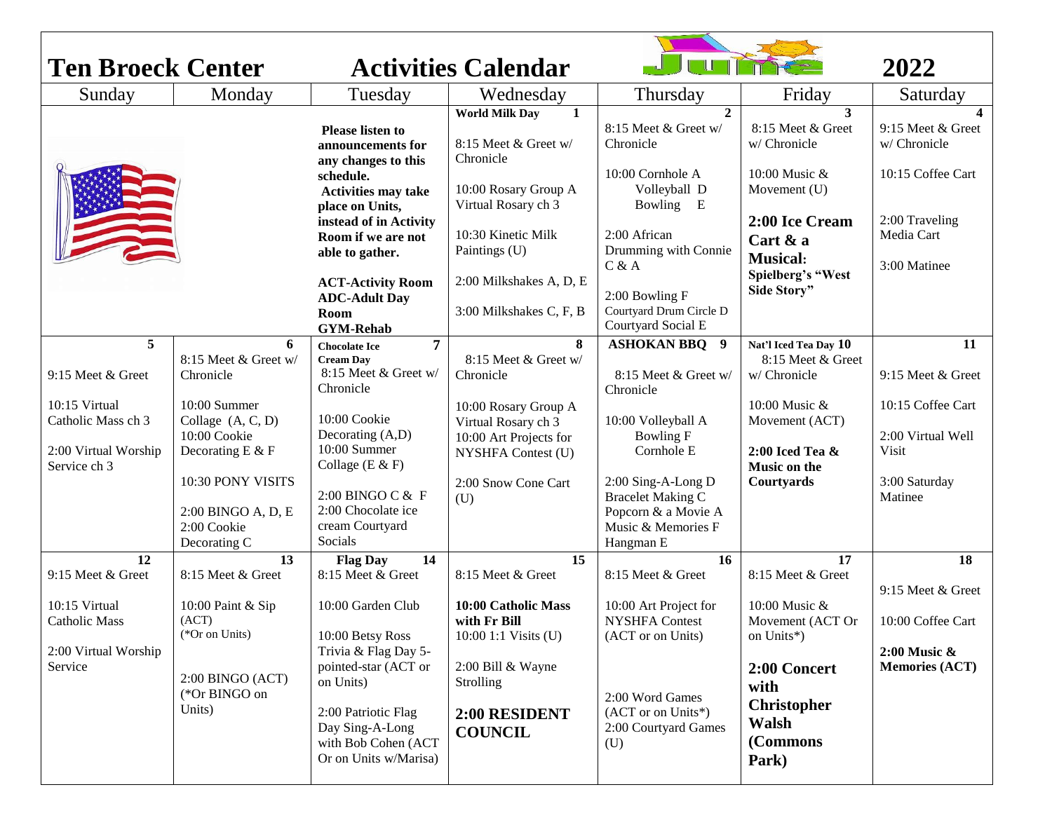# Ten Broeck Center Activities Calendar June 2022

| Sunday | Monday | Tuesday | Wednesday | Thursday | Friday | Saturday |
|---|---|---|---|---|---|---|
| | | **Please listen to announcements for any changes to this schedule.** **Activities may take place on Units, instead of in Activity Room if we are not able to gather.** **ACT-Activity Room** **ADC-Adult Day Room** **GYM-Rehab** | **1** **World Milk Day** 8:15 Meet & Greet w/ Chronicle 10:00 Rosary Group A Virtual Rosary ch 3 10:30 Kinetic Milk Paintings (U) 2:00 Milkshakes A, D, E 3:00 Milkshakes C, F, B | **2** 8:15 Meet & Greet w/ Chronicle 10:00 Cornhole A Volleyball D Bowling E 2:00 African Drumming with Connie C & A 2:00 Bowling F Courtyard Drum Circle D Courtyard Social E | **3** 8:15 Meet & Greet w/ Chronicle 10:00 Music & Movement (U) **2:00 Ice Cream Cart & a Musical: Spielberg's "West Side Story"** | **4** 9:15 Meet & Greet w/ Chronicle 10:15 Coffee Cart 2:00 Traveling Media Cart 3:00 Matinee |
| **5** 9:15 Meet & Greet 10:15 Virtual Catholic Mass ch 3 2:00 Virtual Worship Service ch 3 | **6** 8:15 Meet & Greet w/ Chronicle 10:00 Summer Collage (A, C, D) 10:00 Cookie Decorating E & F 10:30 PONY VISITS 2:00 BINGO A, D, E 2:00 Cookie Decorating C | **7** **Chocolate Ice Cream Day** 8:15 Meet & Greet w/ Chronicle 10:00 Cookie Decorating (A,D) 10:00 Summer Collage (E & F) 2:00 BINGO C & F 2:00 Chocolate ice cream Courtyard Socials | **8** 8:15 Meet & Greet w/ Chronicle 10:00 Rosary Group A Virtual Rosary ch 3 10:00 Art Projects for NYSHFA Contest (U) 2:00 Snow Cone Cart (U) | **9** **ASHOKAN BBQ** 8:15 Meet & Greet w/ Chronicle 10:00 Volleyball A Bowling F Cornhole E 2:00 Sing-A-Long D Bracelet Making C Popcorn & a Movie A Music & Memories F Hangman E | **10** **Nat'l Iced Tea Day** 8:15 Meet & Greet w/ Chronicle 10:00 Music & Movement (ACT) **2:00 Iced Tea & Music on the Courtyards** | **11** 9:15 Meet & Greet 10:15 Coffee Cart 2:00 Virtual Well Visit 3:00 Saturday Matinee |
| **12** 9:15 Meet & Greet 10:15 Virtual Catholic Mass 2:00 Virtual Worship Service | **13** 8:15 Meet & Greet 10:00 Paint & Sip (ACT) (*Or on Units) 2:00 BINGO (ACT) (*Or BINGO on Units) | **14** **Flag Day** 8:15 Meet & Greet 10:00 Garden Club 10:00 Betsy Ross Trivia & Flag Day 5-pointed-star (ACT or on Units) 2:00 Patriotic Flag Day Sing-A-Long with Bob Cohen (ACT Or on Units w/Marisa) | **15** 8:15 Meet & Greet **10:00 Catholic Mass with Fr Bill** 10:00 1:1 Visits (U) 2:00 Bill & Wayne Strolling **2:00 RESIDENT COUNCIL** | **16** 8:15 Meet & Greet 10:00 Art Project for NYSHFA Contest (ACT or on Units) 2:00 Word Games (ACT or on Units*) 2:00 Courtyard Games (U) | **17** 8:15 Meet & Greet 10:00 Music & Movement (ACT Or on Units*) **2:00 Concert with Christopher Walsh (Commons Park)** | **18** 9:15 Meet & Greet 10:00 Coffee Cart **2:00 Music & Memories (ACT)** |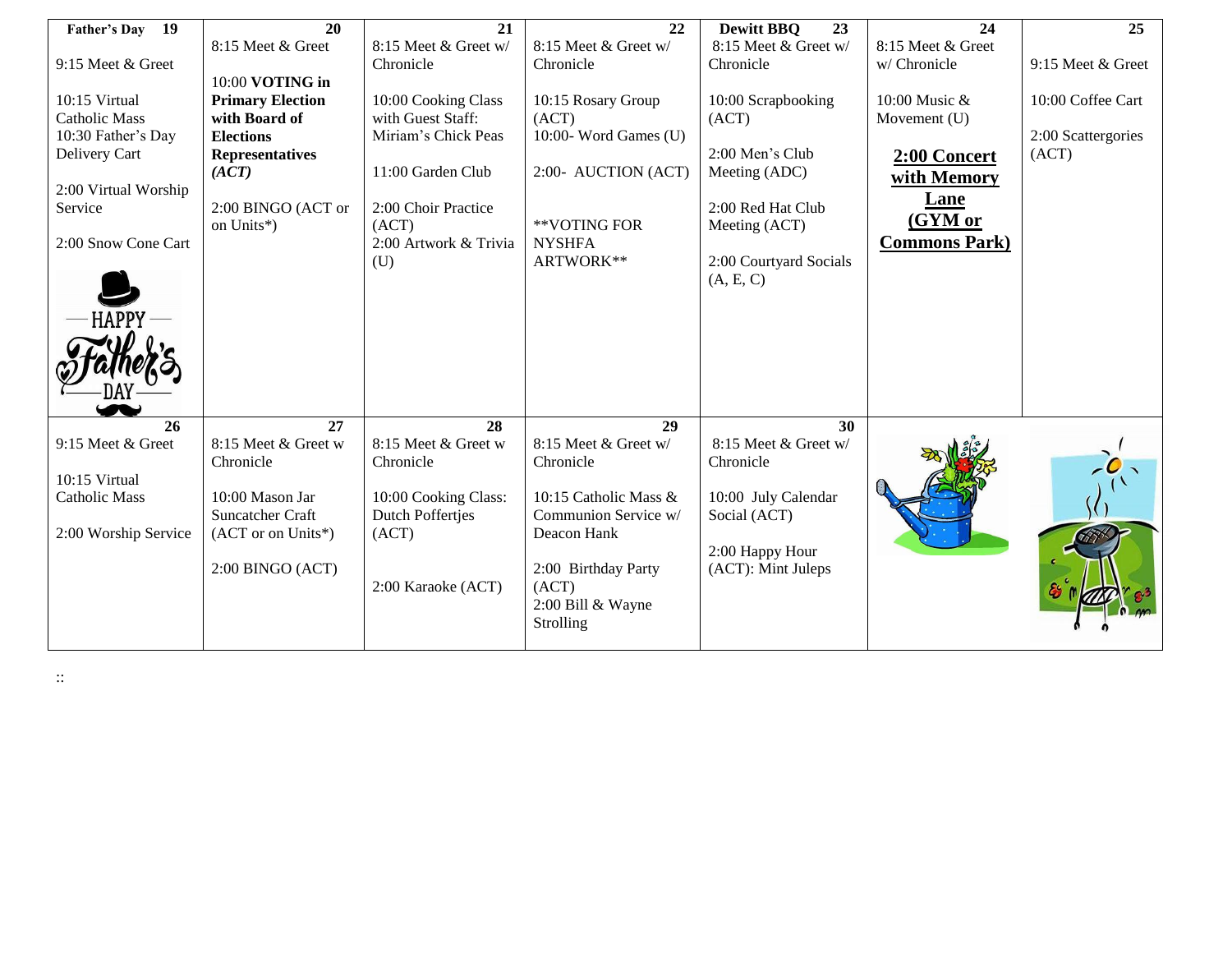| | | | | | | |
|---|---|---|---|---|---|---|
| **Father's Day 19**<br><br>9:15 Meet & Greet<br><br>10:15 Virtual Catholic Mass<br>10:30 Father's Day Delivery Cart<br><br>2:00 Virtual Worship Service<br><br>2:00 Snow Cone Cart | **20**<br>8:15 Meet & Greet<br><br>10:00 **VOTING in Primary Election with Board of Elections Representatives *(ACT)***<br><br>2:00 BINGO (ACT or on Units*) | **21**<br>8:15 Meet & Greet w/ Chronicle<br><br>10:00 Cooking Class with Guest Staff: Miriam's Chick Peas<br><br>11:00 Garden Club<br><br>2:00 Choir Practice (ACT)<br>2:00 Artwork & Trivia (U) | **22**<br>8:15 Meet & Greet w/ Chronicle<br><br>10:15 Rosary Group (ACT)<br>10:00- Word Games (U)<br><br>2:00- AUCTION (ACT)<br><br>**VOTING FOR NYSHFA ARTWORK** | **Dewitt BBQ 23**<br>8:15 Meet & Greet w/ Chronicle<br><br>10:00 Scrapbooking (ACT)<br><br>2:00 Men's Club Meeting (ADC)<br><br>2:00 Red Hat Club Meeting (ACT)<br><br>2:00 Courtyard Socials (A, E, C) | **24**<br>8:15 Meet & Greet w/ Chronicle<br><br>10:00 Music & Movement (U)<br><br>**2:00 Concert with Memory Lane (GYM or Commons Park)** | **25**<br><br>9:15 Meet & Greet<br><br>10:00 Coffee Cart<br><br>2:00 Scattergories (ACT) |
| **26**<br>9:15 Meet & Greet<br><br>10:15 Virtual Catholic Mass<br><br>2:00 Worship Service | **27**<br>8:15 Meet & Greet w Chronicle<br><br>10:00 Mason Jar Suncatcher Craft (ACT or on Units*)<br><br>2:00 BINGO (ACT) | **28**<br>8:15 Meet & Greet w Chronicle<br><br>10:00 Cooking Class: Dutch Poffertjes (ACT)<br><br>2:00 Karaoke (ACT) | **29**<br>8:15 Meet & Greet w/ Chronicle<br><br>10:15 Catholic Mass & Communion Service w/ Deacon Hank<br><br>2:00 Birthday Party (ACT)<br>2:00 Bill & Wayne Strolling | **30**<br>8:15 Meet & Greet w/ Chronicle<br><br>10:00 July Calendar Social (ACT)<br><br>2:00 Happy Hour (ACT): Mint Juleps | | |

::